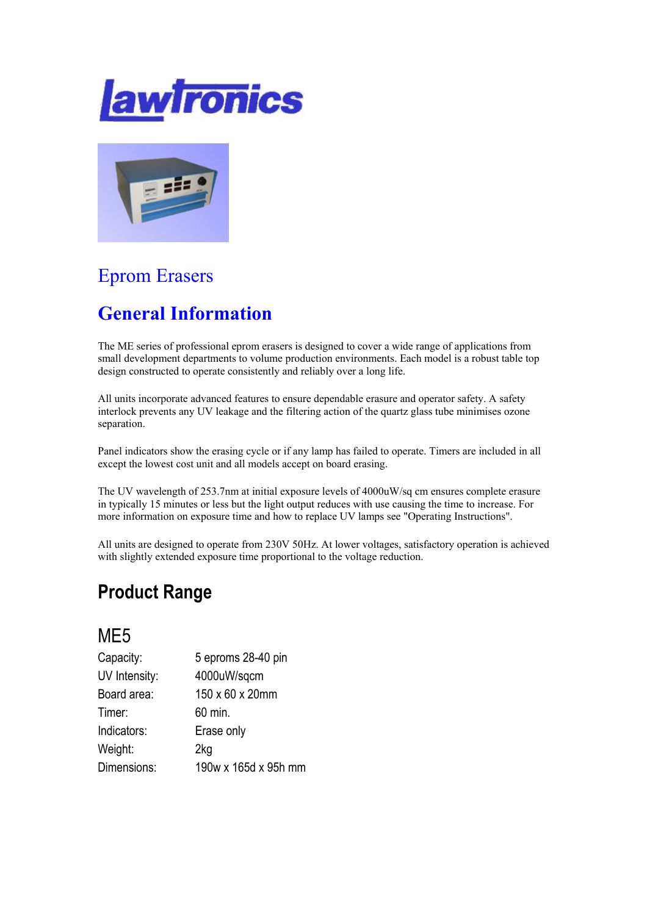# lawtronics

## Eprom Erasers

## General Information

The ME series of professional eprom erasers is designed to cover a wide range of applications from small development departments to volume production environments. Each model is a robust table top design constructed to operate consistently and reliably over a long life.

All units incorporate advanced features to ensure dependable erasure and operator safety. A safety interlock prevents any UV leakage and the filtering action of the quartz glass tube minimises ozone separation.

Panel indicators show the erasing cycle or if any lamp has failed to operate. Timers are included in all except the lowest cost unit and all models accept on board erasing.

The UV wavelength of 253.7nm at initial exposure levels of 4000uW/sq cm ensures complete erasure in typically 15 minutes or less but the light output reduces with use causing the time to increase. For more information on exposure time and how to replace UV lamps see "Operating Instructions".

All units are designed to operate from 230V 50Hz. At lower voltages, satisfactory operation is achieved with slightly extended exposure time proportional to the voltage reduction.

## Product Range

### ME5

| | |
|---|---|
| Capacity: | 5 eproms 28-40 pin |
| UV Intensity: | 4000uW/sqcm |
| Board area: | 150 x 60 x 20mm |
| Timer: | 60 min. |
| Indicators: | Erase only |
| Weight: | 2kg |
| Dimensions: | 190w x 165d x 95h mm |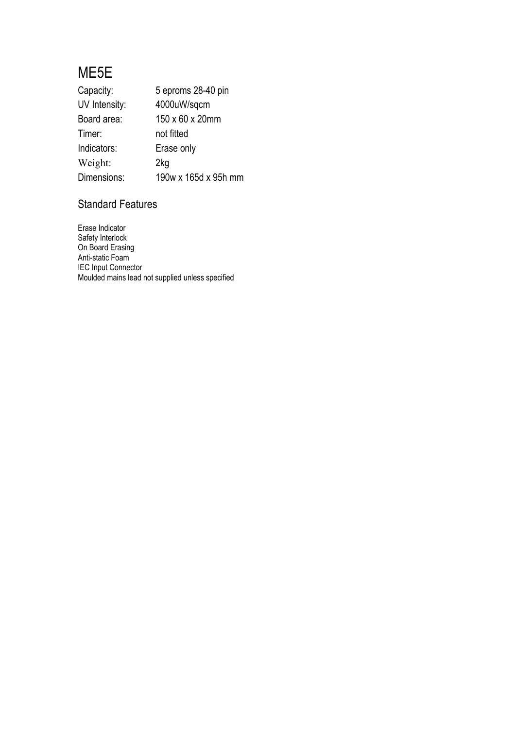# ME5E

| | |
|---|---|
| Capacity: | 5 eproms 28-40 pin |
| UV Intensity: | 4000uW/sqcm |
| Board area: | 150 x 60 x 20mm |
| Timer: | not fitted |
| Indicators: | Erase only |
| Weight: | 2kg |
| Dimensions: | 190w x 165d x 95h mm |

## Standard Features

Erase Indicator
Safety Interlock
On Board Erasing
Anti-static Foam
IEC Input Connector
Moulded mains lead not supplied unless specified